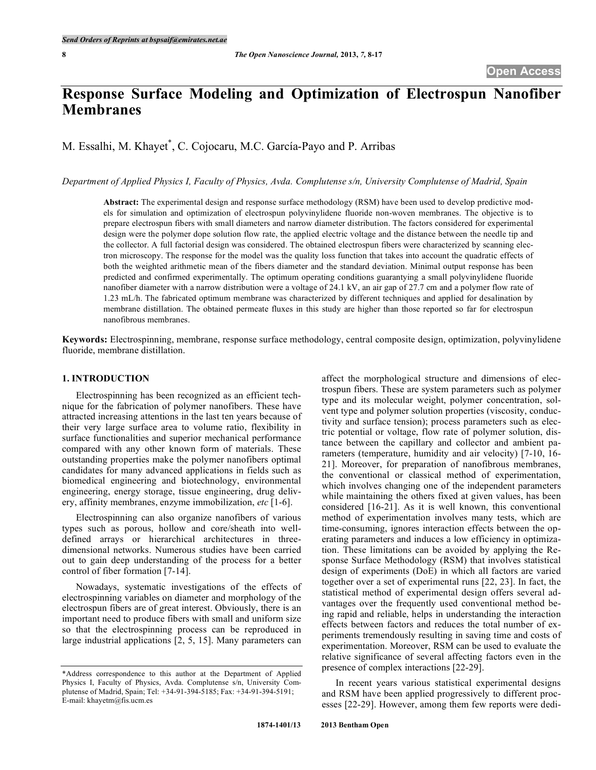# Response Surface Modeling and Optimization of Electrospun Nanofiber Membranes

M. Essalhi, M. Khayet*, C. Cojocaru, M.C. García-Payo and P. Arribas

*Department of Applied Physics I, Faculty of Physics, Avda. Complutense s/n, University Complutense of Madrid, Spain*

**Abstract:** The experimental design and response surface methodology (RSM) have been used to develop predictive models for simulation and optimization of electrospun polyvinylidene fluoride non-woven membranes. The objective is to prepare electrospun fibers with small diameters and narrow diameter distribution. The factors considered for experimental design were the polymer dope solution flow rate, the applied electric voltage and the distance between the needle tip and the collector. A full factorial design was considered. The obtained electrospun fibers were characterized by scanning electron microscopy. The response for the model was the quality loss function that takes into account the quadratic effects of both the weighted arithmetic mean of the fibers diameter and the standard deviation. Minimal output response has been predicted and confirmed experimentally. The optimum operating conditions guarantying a small polyvinylidene fluoride nanofiber diameter with a narrow distribution were a voltage of 24.1 kV, an air gap of 27.7 cm and a polymer flow rate of 1.23 mL/h. The fabricated optimum membrane was characterized by different techniques and applied for desalination by membrane distillation. The obtained permeate fluxes in this study are higher than those reported so far for electrospun nanofibrous membranes.

**Keywords:** Electrospinning, membrane, response surface methodology, central composite design, optimization, polyvinylidene fluoride, membrane distillation.

## 1. INTRODUCTION

Electrospinning has been recognized as an efficient technique for the fabrication of polymer nanofibers. These have attracted increasing attentions in the last ten years because of their very large surface area to volume ratio, flexibility in surface functionalities and superior mechanical performance compared with any other known form of materials. These outstanding properties make the polymer nanofibers optimal candidates for many advanced applications in fields such as biomedical engineering and biotechnology, environmental engineering, energy storage, tissue engineering, drug delivery, affinity membranes, enzyme immobilization, *etc* [1-6].

Electrospinning can also organize nanofibers of various types such as porous, hollow and core/sheath into well-defined arrays or hierarchical architectures in three-dimensional networks. Numerous studies have been carried out to gain deep understanding of the process for a better control of fiber formation [7-14].

Nowadays, systematic investigations of the effects of electrospinning variables on diameter and morphology of the electrospun fibers are of great interest. Obviously, there is an important need to produce fibers with small and uniform size so that the electrospinning process can be reproduced in large industrial applications [2, 5, 15]. Many parameters can affect the morphological structure and dimensions of electrospun fibers. These are system parameters such as polymer type and its molecular weight, polymer concentration, solvent type and polymer solution properties (viscosity, conductivity and surface tension); process parameters such as electric potential or voltage, flow rate of polymer solution, distance between the capillary and collector and ambient parameters (temperature, humidity and air velocity) [7-10, 16-21]. Moreover, for preparation of nanofibrous membranes, the conventional or classical method of experimentation, which involves changing one of the independent parameters while maintaining the others fixed at given values, has been considered [16-21]. As it is well known, this conventional method of experimentation involves many tests, which are time-consuming, ignores interaction effects between the operating parameters and induces a low efficiency in optimization. These limitations can be avoided by applying the Response Surface Methodology (RSM) that involves statistical design of experiments (DoE) in which all factors are varied together over a set of experimental runs [22, 23]. In fact, the statistical method of experimental design offers several advantages over the frequently used conventional method being rapid and reliable, helps in understanding the interaction effects between factors and reduces the total number of experiments tremendously resulting in saving time and costs of experimentation. Moreover, RSM can be used to evaluate the relative significance of several affecting factors even in the presence of complex interactions [22-29].

In recent years various statistical experimental designs and RSM have been applied progressively to different processes [22-29]. However, among them few reports were dedi-

*Address correspondence to this author at the Department of Applied Physics I, Faculty of Physics, Avda. Complutense s/n, University Complutense of Madrid, Spain; Tel: +34-91-394-5185; Fax: +34-91-394-5191; E-mail: khayetm@fis.ucm.es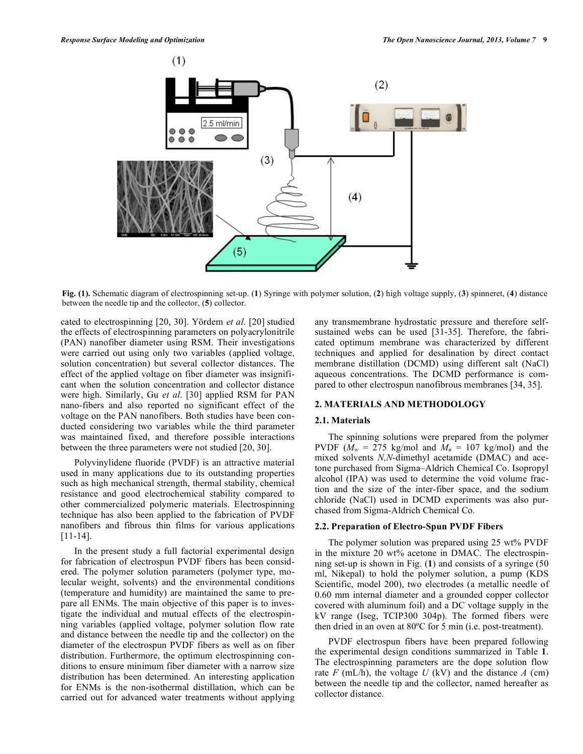Fig. (1). Schematic diagram of electrospinning set-up. (**1**) Syringe with polymer solution, (**2**) high voltage supply, (**3**) spinneret, (**4**) distance between the needle tip and the collector, (**5**) collector.

cated to electrospinning [20, 30]. Yördem *et al*. [20] studied the effects of electrospinning parameters on polyacrylonitrile (PAN) nanofiber diameter using RSM. Their investigations were carried out using only two variables (applied voltage, solution concentration) but several collector distances. The effect of the applied voltage on fiber diameter was insignificant when the solution concentration and collector distance were high. Similarly, Gu *et al*. [30] applied RSM for PAN nano-fibers and also reported no significant effect of the voltage on the PAN nanofibers. Both studies have been conducted considering two variables while the third parameter was maintained fixed, and therefore possible interactions between the three parameters were not studied [20, 30].

Polyvinylidene fluoride (PVDF) is an attractive material used in many applications due to its outstanding properties such as high mechanical strength, thermal stability, chemical resistance and good electrochemical stability compared to other commercialized polymeric materials. Electrospinning technique has also been applied to the fabrication of PVDF nanofibers and fibrous thin films for various applications [11-14].

In the present study a full factorial experimental design for fabrication of electrospun PVDF fibers has been considered. The polymer solution parameters (polymer type, molecular weight, solvents) and the environmental conditions (temperature and humidity) are maintained the same to prepare all ENMs. The main objective of this paper is to investigate the individual and mutual effects of the electrospinning variables (applied voltage, polymer solution flow rate and distance between the needle tip and the collector) on the diameter of the electrospun PVDF fibers as well as on fiber distribution. Furthermore, the optimum electrospinning conditions to ensure minimum fiber diameter with a narrow size distribution has been determined. An interesting application for ENMs is the non-isothermal distillation, which can be carried out for advanced water treatments without applying any transmembrane hydrostatic pressure and therefore self-sustained webs can be used [31-35]. Therefore, the fabricated optimum membrane was characterized by different techniques and applied for desalination by direct contact membrane distillation (DCMD) using different salt (NaCl) aqueous concentrations. The DCMD performance is compared to other electrospun nanofibrous membranes [34, 35].

## 2. MATERIALS AND METHODOLOGY

### 2.1. Materials

The spinning solutions were prepared from the polymer PVDF ($M_w$ = 275 kg/mol and $M_n$ = 107 kg/mol) and the mixed solvents *N,N*-dimethyl acetamide (DMAC) and acetone purchased from Sigma–Aldrich Chemical Co. Isopropyl alcohol (IPA) was used to determine the void volume fraction and the size of the inter-fiber space, and the sodium chloride (NaCl) used in DCMD experiments was also purchased from Sigma-Aldrich Chemical Co.

### 2.2. Preparation of Electro-Spun PVDF Fibers

The polymer solution was prepared using 25 wt% PVDF in the mixture 20 wt% acetone in DMAC. The electrospinning set-up is shown in Fig. (**1**) and consists of a syringe (50 ml, Nikepal) to hold the polymer solution, a pump (KDS Scientific, model 200), two electrodes (a metallic needle of 0.60 mm internal diameter and a grounded copper collector covered with aluminum foil) and a DC voltage supply in the kV range (Iseg, TCIP300 304p). The formed fibers were then dried in an oven at 80ºC for 5 min (i.e. post-treatment).

PVDF electrospun fibers have been prepared following the experimental design conditions summarized in Table **1**. The electrospinning parameters are the dope solution flow rate *F* (mL/h), the voltage *U* (kV) and the distance *A* (cm) between the needle tip and the collector, named hereafter as collector distance.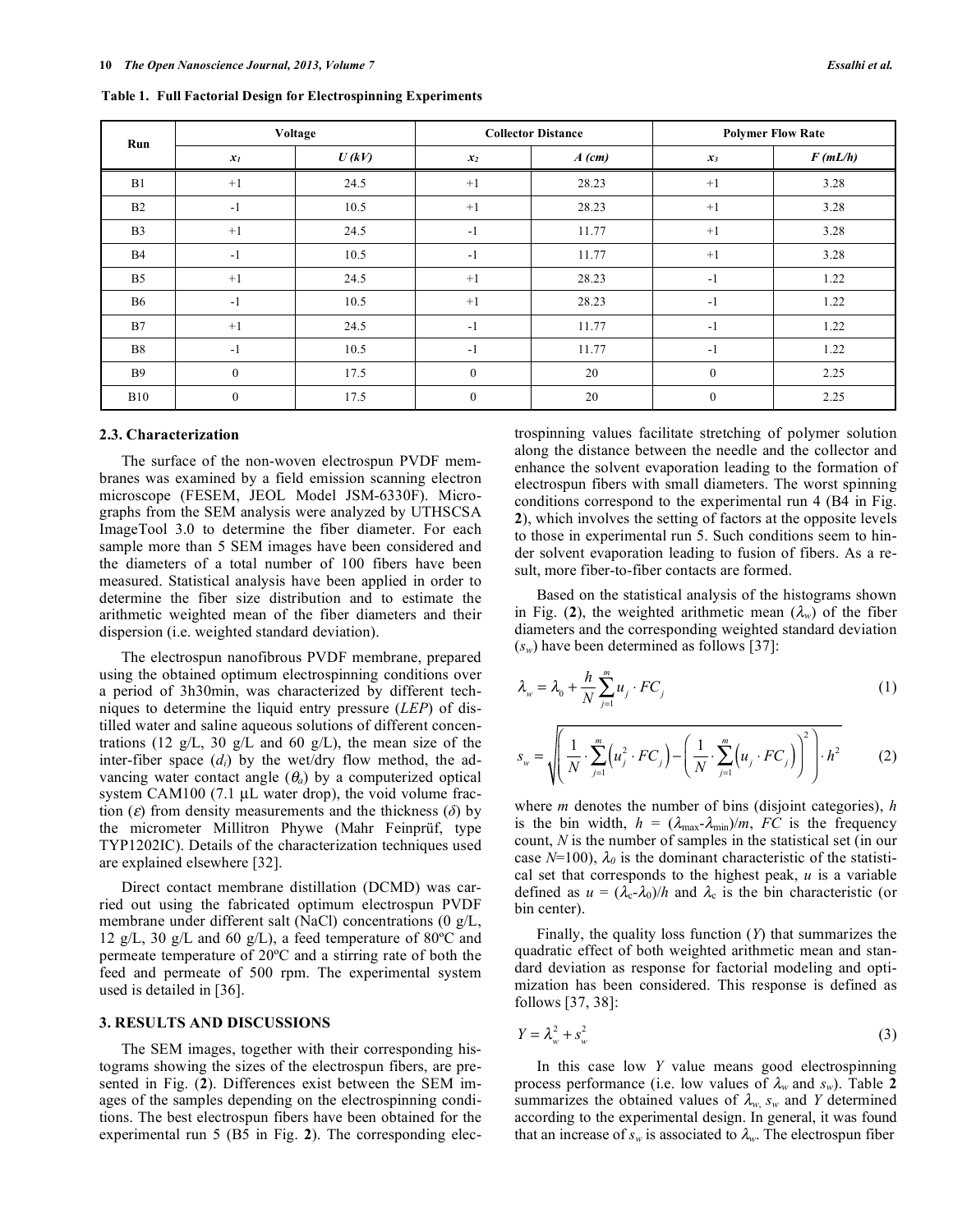**Table 1. Full Factorial Design for Electrospinning Experiments**

| Run | Voltage | | Collector Distance | | Polymer Flow Rate | |
|---|---|---|---|---|---|---|
| | $x_1$ | $U$ (kV) | $x_2$ | $A$ (cm) | $x_3$ | $F$ (mL/h) |
| B1 | +1 | 24.5 | +1 | 28.23 | +1 | 3.28 |
| B2 | -1 | 10.5 | +1 | 28.23 | +1 | 3.28 |
| B3 | +1 | 24.5 | -1 | 11.77 | +1 | 3.28 |
| B4 | -1 | 10.5 | -1 | 11.77 | +1 | 3.28 |
| B5 | +1 | 24.5 | +1 | 28.23 | -1 | 1.22 |
| B6 | -1 | 10.5 | +1 | 28.23 | -1 | 1.22 |
| B7 | +1 | 24.5 | -1 | 11.77 | -1 | 1.22 |
| B8 | -1 | 10.5 | -1 | 11.77 | -1 | 1.22 |
| B9 | 0 | 17.5 | 0 | 20 | 0 | 2.25 |
| B10 | 0 | 17.5 | 0 | 20 | 0 | 2.25 |

### 2.3. Characterization

The surface of the non-woven electrospun PVDF membranes was examined by a field emission scanning electron microscope (FESEM, JEOL Model JSM-6330F). Micrographs from the SEM analysis were analyzed by UTHSCSA ImageTool 3.0 to determine the fiber diameter. For each sample more than 5 SEM images have been considered and the diameters of a total number of 100 fibers have been measured. Statistical analysis have been applied in order to determine the fiber size distribution and to estimate the arithmetic weighted mean of the fiber diameters and their dispersion (i.e. weighted standard deviation).

The electrospun nanofibrous PVDF membrane, prepared using the obtained optimum electrospinning conditions over a period of 3h30min, was characterized by different techniques to determine the liquid entry pressure (*LEP*) of distilled water and saline aqueous solutions of different concentrations (12 g/L, 30 g/L and 60 g/L), the mean size of the inter-fiber space ($d_i$) by the wet/dry flow method, the advancing water contact angle ($\theta_a$) by a computerized optical system CAM100 (7.1 µL water drop), the void volume fraction ($\varepsilon$) from density measurements and the thickness ($\delta$) by the micrometer Millitron Phywe (Mahr Feinprüf, type TYP1202IC). Details of the characterization techniques used are explained elsewhere [32].

Direct contact membrane distillation (DCMD) was carried out using the fabricated optimum electrospun PVDF membrane under different salt (NaCl) concentrations (0 g/L, 12 g/L, 30 g/L and 60 g/L), a feed temperature of 80ºC and permeate temperature of 20ºC and a stirring rate of both the feed and permeate of 500 rpm. The experimental system used is detailed in [36].

## 3. RESULTS AND DISCUSSIONS

The SEM images, together with their corresponding histograms showing the sizes of the electrospun fibers, are presented in Fig. (**2**). Differences exist between the SEM images of the samples depending on the electrospinning conditions. The best electrospun fibers have been obtained for the experimental run 5 (B5 in Fig. **2**). The corresponding electrospinning values facilitate stretching of polymer solution along the distance between the needle and the collector and enhance the solvent evaporation leading to the formation of electrospun fibers with small diameters. The worst spinning conditions correspond to the experimental run 4 (B4 in Fig. **2**), which involves the setting of factors at the opposite levels to those in experimental run 5. Such conditions seem to hinder solvent evaporation leading to fusion of fibers. As a result, more fiber-to-fiber contacts are formed.

Based on the statistical analysis of the histograms shown in Fig. (**2**), the weighted arithmetic mean ($\lambda_w$) of the fiber diameters and the corresponding weighted standard deviation ($s_w$) have been determined as follows [37]:

$$\lambda_w = \lambda_0 + \frac{h}{N}\sum_{j=1}^{m} u_j \cdot FC_j \tag{1}$$

$$s_w = \sqrt{\left(\frac{1}{N}\cdot\sum_{j=1}^{m}\left(u_j^2 \cdot FC_j\right) - \left(\frac{1}{N}\cdot\sum_{j=1}^{m}\left(u_j \cdot FC_j\right)\right)^2\right)\cdot h^2} \tag{2}$$

where $m$ denotes the number of bins (disjoint categories), $h$ is the bin width, $h = (\lambda_{max}-\lambda_{min})/m$, $FC$ is the frequency count, $N$ is the number of samples in the statistical set (in our case $N$=100), $\lambda_0$ is the dominant characteristic of the statistical set that corresponds to the highest peak, $u$ is a variable defined as $u = (\lambda_c-\lambda_0)/h$ and $\lambda_c$ is the bin characteristic (or bin center).

Finally, the quality loss function ($Y$) that summarizes the quadratic effect of both weighted arithmetic mean and standard deviation as response for factorial modeling and optimization has been considered. This response is defined as follows [37, 38]:

$$Y = \lambda_w^2 + s_w^2 \tag{3}$$

In this case low $Y$ value means good electrospinning process performance (i.e. low values of $\lambda_w$ and $s_w$). Table **2** summarizes the obtained values of $\lambda_w$, $s_w$ and $Y$ determined according to the experimental design. In general, it was found that an increase of $s_w$ is associated to $\lambda_w$. The electrospun fiber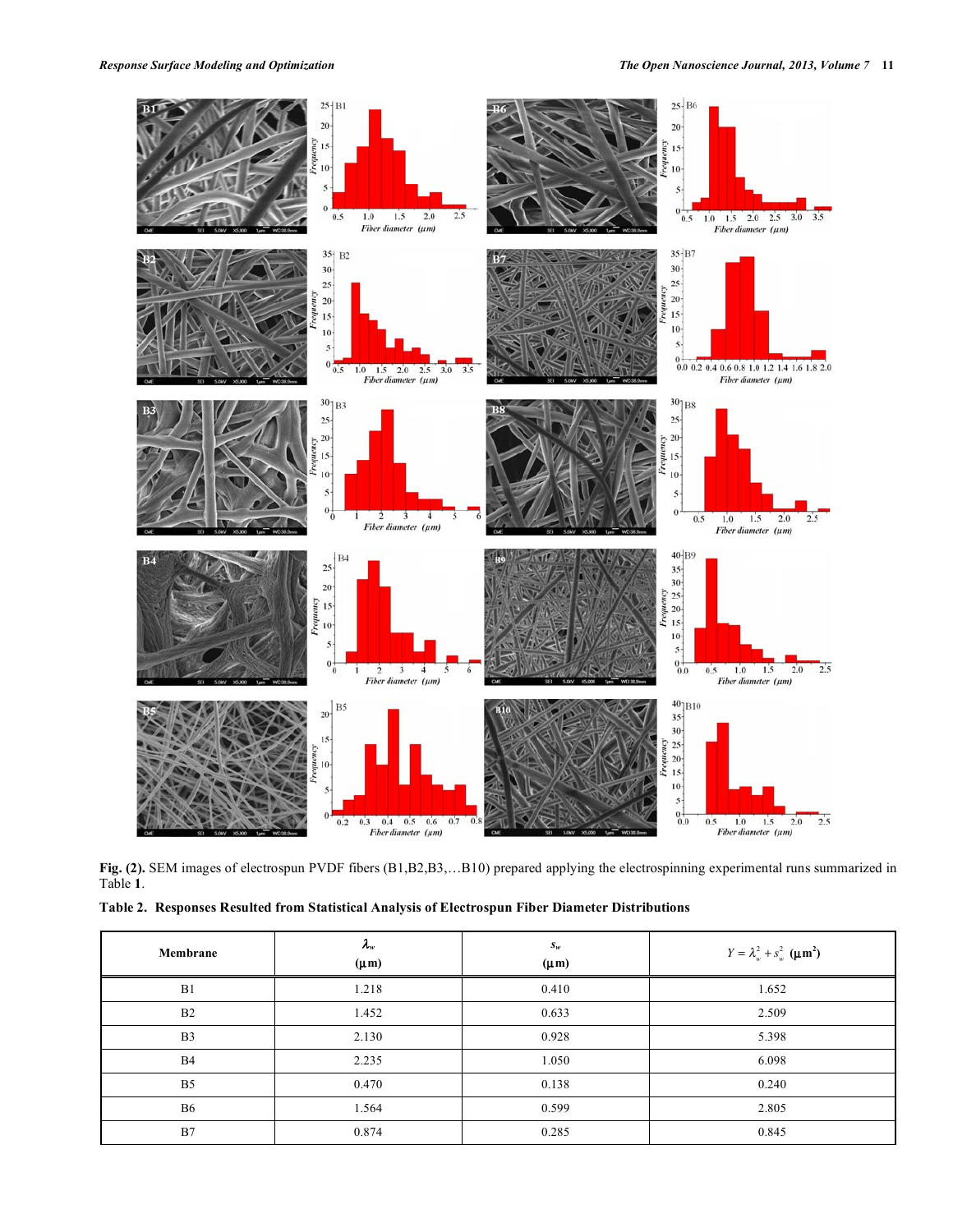**Fig. (2).** SEM images of electrospun PVDF fibers (B1,B2,B3,…B10) prepared applying the electrospinning experimental runs summarized in Table **1**.

**Table 2. Responses Resulted from Statistical Analysis of Electrospun Fiber Diameter Distributions**

| Membrane | $\lambda_w$ (μm) | $s_w$ (μm) | $Y = \lambda_w^2 + s_w^2$ (μm$^2$) |
|---|---|---|---|
| B1 | 1.218 | 0.410 | 1.652 |
| B2 | 1.452 | 0.633 | 2.509 |
| B3 | 2.130 | 0.928 | 5.398 |
| B4 | 2.235 | 1.050 | 6.098 |
| B5 | 0.470 | 0.138 | 0.240 |
| B6 | 1.564 | 0.599 | 2.805 |
| B7 | 0.874 | 0.285 | 0.845 |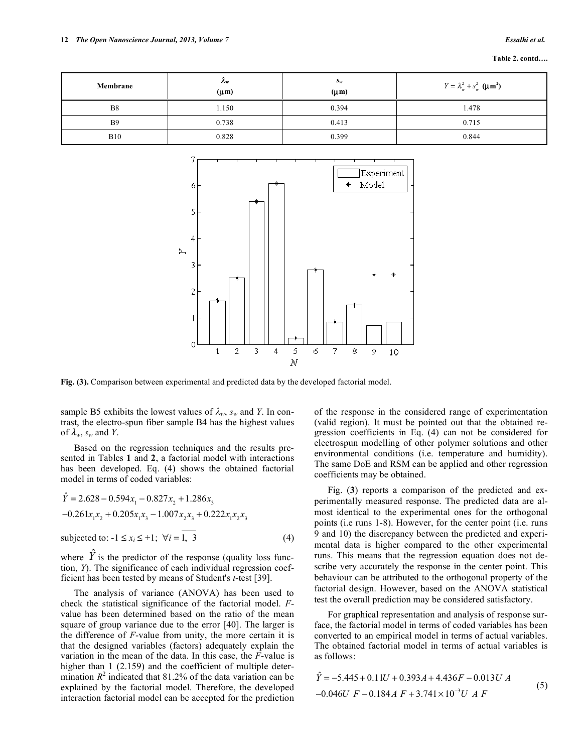**Table 2. contd….**

| Membrane | $\lambda_w$ (μm) | $s_w$ (μm) | $Y = \lambda_w^2 + s_w^2$ (μm²) |
|---|---|---|---|
| B8 | 1.150 | 0.394 | 1.478 |
| B9 | 0.738 | 0.413 | 0.715 |
| B10 | 0.828 | 0.399 | 0.844 |

**Fig. (3).** Comparison between experimental and predicted data by the developed factorial model.

sample B5 exhibits the lowest values of $\lambda_w$, $s_w$ and $Y$. In contrast, the electro-spun fiber sample B4 has the highest values of $\lambda_w$, $s_w$ and $Y$.

Based on the regression techniques and the results presented in Tables **1** and **2**, a factorial model with interactions has been developed. Eq. (4) shows the obtained factorial model in terms of coded variables:

$$\hat{Y} = 2.628 - 0.594x_1 - 0.827x_2 + 1.286x_3$$
$$-0.261x_1x_2 + 0.205x_1x_3 - 1.007x_2x_3 + 0.222x_1x_2x_3$$

subjected to: $-1 \le x_i \le +1;\ \forall i = \overline{1,\ 3}$ (4)

where $\hat{Y}$ is the predictor of the response (quality loss function, $Y$). The significance of each individual regression coefficient has been tested by means of Student's $t$-test [39].

The analysis of variance (ANOVA) has been used to check the statistical significance of the factorial model. $F$-value has been determined based on the ratio of the mean square of group variance due to the error [40]. The larger is the difference of $F$-value from unity, the more certain it is that the designed variables (factors) adequately explain the variation in the mean of the data. In this case, the $F$-value is higher than 1 (2.159) and the coefficient of multiple determination $R^2$ indicated that 81.2% of the data variation can be explained by the factorial model. Therefore, the developed interaction factorial model can be accepted for the prediction of the response in the considered range of experimentation (valid region). It must be pointed out that the obtained regression coefficients in Eq. (4) can not be considered for electrospun modelling of other polymer solutions and other environmental conditions (i.e. temperature and humidity). The same DoE and RSM can be applied and other regression coefficients may be obtained.

Fig. (**3**) reports a comparison of the predicted and experimentally measured response. The predicted data are almost identical to the experimental ones for the orthogonal points (i.e runs 1-8). However, for the center point (i.e. runs 9 and 10) the discrepancy between the predicted and experimental data is higher compared to the other experimental runs. This means that the regression equation does not describe very accurately the response in the center point. This behaviour can be attributed to the orthogonal property of the factorial design. However, based on the ANOVA statistical test the overall prediction may be considered satisfactory.

For graphical representation and analysis of response surface, the factorial model in terms of coded variables has been converted to an empirical model in terms of actual variables. The obtained factorial model in terms of actual variables is as follows:

$$\hat{Y} = -5.445 + 0.11U + 0.393A + 4.436F - 0.013U\ A$$
$$-0.046U\ F - 0.184A\ F + 3.741\times10^{-3}U\ A\ F \quad (5)$$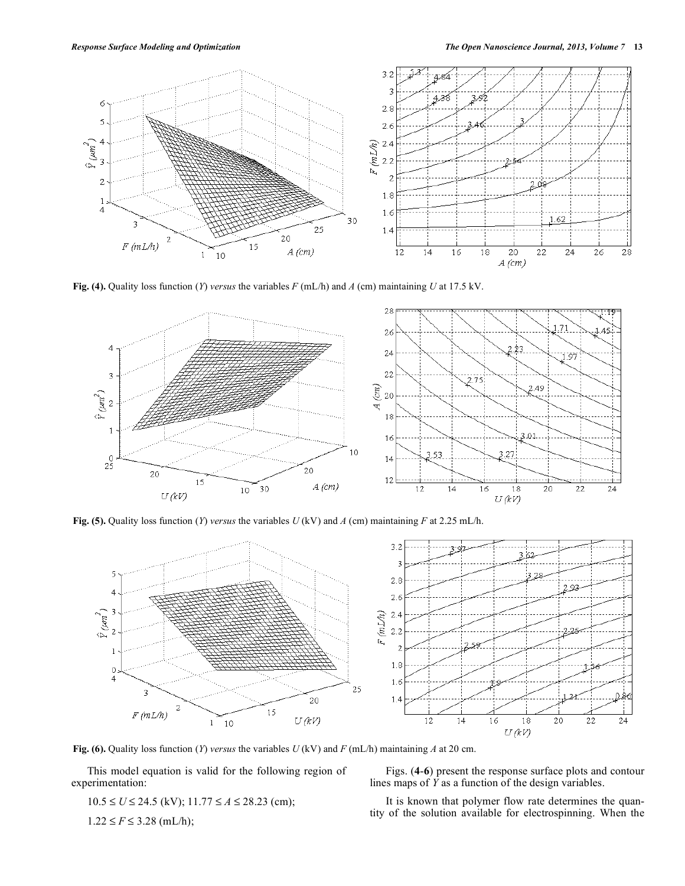**Fig. (4).** Quality loss function ($Y$) *versus* the variables $F$ (mL/h) and $A$ (cm) maintaining $U$ at 17.5 kV.

**Fig. (5).** Quality loss function ($Y$) *versus* the variables $U$ (kV) and $A$ (cm) maintaining $F$ at 2.25 mL/h.

**Fig. (6).** Quality loss function ($Y$) *versus* the variables $U$ (kV) and $F$ (mL/h) maintaining $A$ at 20 cm.

This model equation is valid for the following region of experimentation:

$10.5 \leq U \leq 24.5$ (kV); $11.77 \leq A \leq 28.23$ (cm);

$1.22 \leq F \leq 3.28$ (mL/h);

Figs. (**4**-**6**) present the response surface plots and contour lines maps of $Y$ as a function of the design variables.

It is known that polymer flow rate determines the quantity of the solution available for electrospinning. When the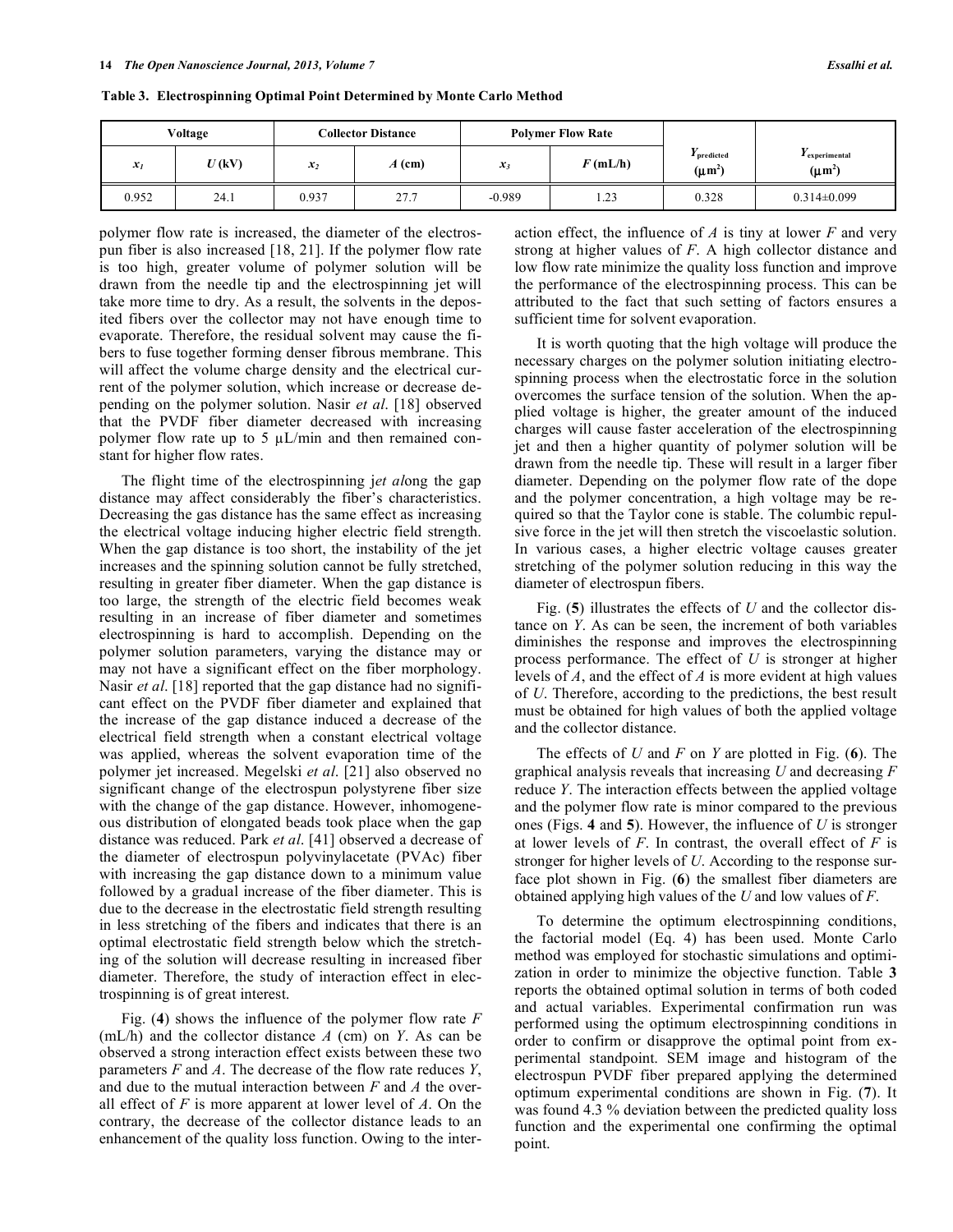**Table 3. Electrospinning Optimal Point Determined by Monte Carlo Method**

| Voltage | | Collector Distance | | Polymer Flow Rate | | $Y_{predicted}$ ($\mu m^2$) | $Y_{experimental}$ ($\mu m^2$) |
|---|---|---|---|---|---|---|---|
| $x_1$ | $U$ (kV) | $x_2$ | $A$ (cm) | $x_3$ | $F$ (mL/h) | | |
| 0.952 | 24.1 | 0.937 | 27.7 | -0.989 | 1.23 | 0.328 | 0.314±0.099 |

polymer flow rate is increased, the diameter of the electrospun fiber is also increased [18, 21]. If the polymer flow rate is too high, greater volume of polymer solution will be drawn from the needle tip and the electrospinning jet will take more time to dry. As a result, the solvents in the deposited fibers over the collector may not have enough time to evaporate. Therefore, the residual solvent may cause the fibers to fuse together forming denser fibrous membrane. This will affect the volume charge density and the electrical current of the polymer solution, which increase or decrease depending on the polymer solution. Nasir *et al*. [18] observed that the PVDF fiber diameter decreased with increasing polymer flow rate up to 5 µL/min and then remained constant for higher flow rates.

The flight time of the electrospinning j*et al*ong the gap distance may affect considerably the fiber's characteristics. Decreasing the gas distance has the same effect as increasing the electrical voltage inducing higher electric field strength. When the gap distance is too short, the instability of the jet increases and the spinning solution cannot be fully stretched, resulting in greater fiber diameter. When the gap distance is too large, the strength of the electric field becomes weak resulting in an increase of fiber diameter and sometimes electrospinning is hard to accomplish. Depending on the polymer solution parameters, varying the distance may or may not have a significant effect on the fiber morphology. Nasir *et al*. [18] reported that the gap distance had no significant effect on the PVDF fiber diameter and explained that the increase of the gap distance induced a decrease of the electrical field strength when a constant electrical voltage was applied, whereas the solvent evaporation time of the polymer jet increased. Megelski *et al*. [21] also observed no significant change of the electrospun polystyrene fiber size with the change of the gap distance. However, inhomogeneous distribution of elongated beads took place when the gap distance was reduced. Park *et al*. [41] observed a decrease of the diameter of electrospun polyvinylacetate (PVAc) fiber with increasing the gap distance down to a minimum value followed by a gradual increase of the fiber diameter. This is due to the decrease in the electrostatic field strength resulting in less stretching of the fibers and indicates that there is an optimal electrostatic field strength below which the stretching of the solution will decrease resulting in increased fiber diameter. Therefore, the study of interaction effect in electrospinning is of great interest.

Fig. (**4**) shows the influence of the polymer flow rate $F$ (mL/h) and the collector distance $A$ (cm) on $Y$. As can be observed a strong interaction effect exists between these two parameters $F$ and $A$. The decrease of the flow rate reduces $Y$, and due to the mutual interaction between $F$ and $A$ the overall effect of $F$ is more apparent at lower level of $A$. On the contrary, the decrease of the collector distance leads to an enhancement of the quality loss function. Owing to the interaction effect, the influence of $A$ is tiny at lower $F$ and very strong at higher values of $F$. A high collector distance and low flow rate minimize the quality loss function and improve the performance of the electrospinning process. This can be attributed to the fact that such setting of factors ensures a sufficient time for solvent evaporation.

It is worth quoting that the high voltage will produce the necessary charges on the polymer solution initiating electrospinning process when the electrostatic force in the solution overcomes the surface tension of the solution. When the applied voltage is higher, the greater amount of the induced charges will cause faster acceleration of the electrospinning jet and then a higher quantity of polymer solution will be drawn from the needle tip. These will result in a larger fiber diameter. Depending on the polymer flow rate of the dope and the polymer concentration, a high voltage may be required so that the Taylor cone is stable. The columbic repulsive force in the jet will then stretch the viscoelastic solution. In various cases, a higher electric voltage causes greater stretching of the polymer solution reducing in this way the diameter of electrospun fibers.

Fig. (**5**) illustrates the effects of $U$ and the collector distance on $Y$. As can be seen, the increment of both variables diminishes the response and improves the electrospinning process performance. The effect of $U$ is stronger at higher levels of $A$, and the effect of $A$ is more evident at high values of $U$. Therefore, according to the predictions, the best result must be obtained for high values of both the applied voltage and the collector distance.

The effects of $U$ and $F$ on $Y$ are plotted in Fig. (**6**). The graphical analysis reveals that increasing $U$ and decreasing $F$ reduce $Y$. The interaction effects between the applied voltage and the polymer flow rate is minor compared to the previous ones (Figs. **4** and **5**). However, the influence of $U$ is stronger at lower levels of $F$. In contrast, the overall effect of $F$ is stronger for higher levels of $U$. According to the response surface plot shown in Fig. (**6**) the smallest fiber diameters are obtained applying high values of the $U$ and low values of $F$.

To determine the optimum electrospinning conditions, the factorial model (Eq. 4) has been used. Monte Carlo method was employed for stochastic simulations and optimization in order to minimize the objective function. Table **3** reports the obtained optimal solution in terms of both coded and actual variables. Experimental confirmation run was performed using the optimum electrospinning conditions in order to confirm or disapprove the optimal point from experimental standpoint. SEM image and histogram of the electrospun PVDF fiber prepared applying the determined optimum experimental conditions are shown in Fig. (**7**). It was found 4.3 % deviation between the predicted quality loss function and the experimental one confirming the optimal point.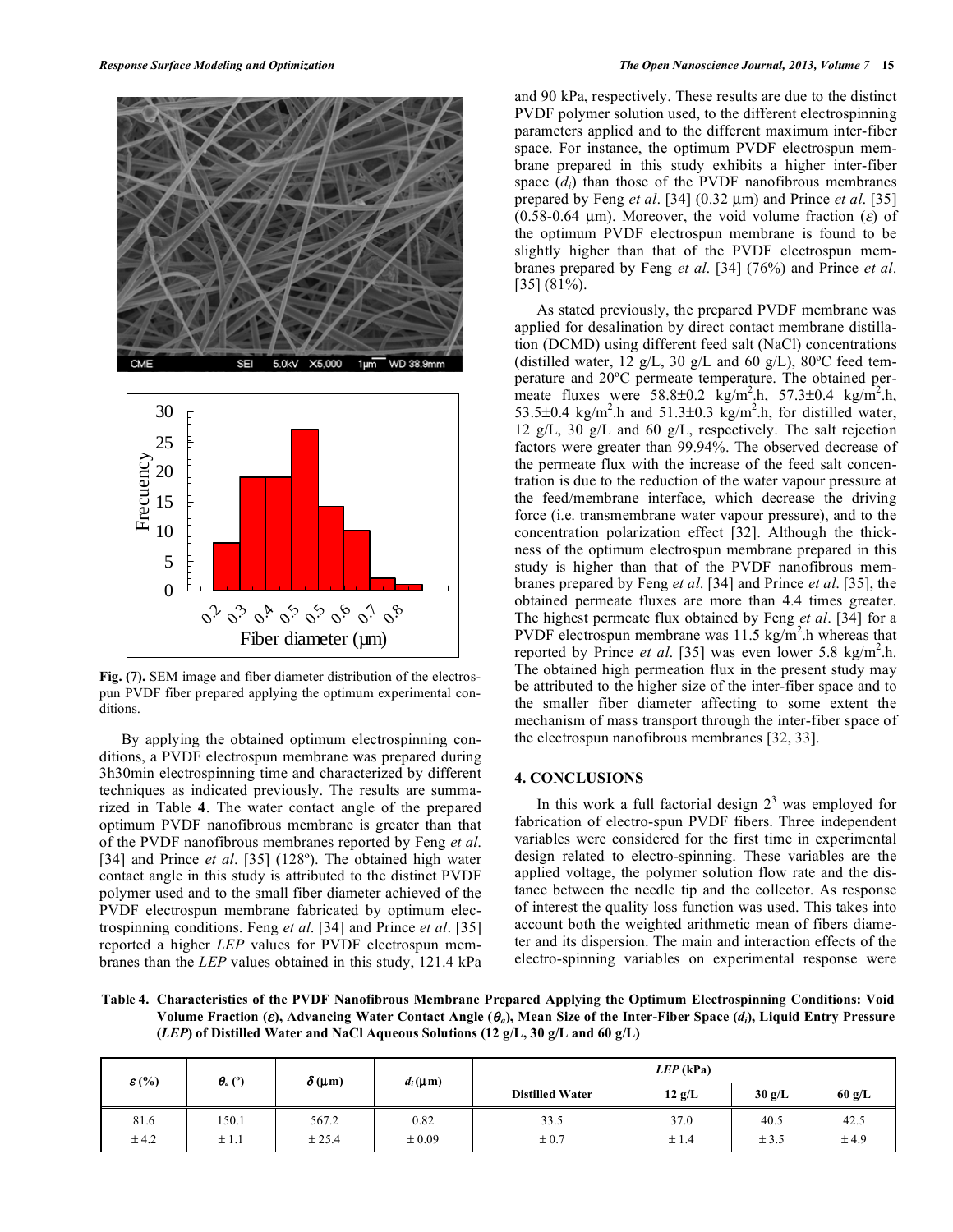Fig. (7). SEM image and fiber diameter distribution of the electrospun PVDF fiber prepared applying the optimum experimental conditions.

By applying the obtained optimum electrospinning conditions, a PVDF electrospun membrane was prepared during 3h30min electrospinning time and characterized by different techniques as indicated previously. The results are summarized in Table **4**. The water contact angle of the prepared optimum PVDF nanofibrous membrane is greater than that of the PVDF nanofibrous membranes reported by Feng *et al*. [34] and Prince *et al*. [35] (128º). The obtained high water contact angle in this study is attributed to the distinct PVDF polymer used and to the small fiber diameter achieved of the PVDF electrospun membrane fabricated by optimum electrospinning conditions. Feng *et al*. [34] and Prince *et al*. [35] reported a higher *LEP* values for PVDF electrospun membranes than the *LEP* values obtained in this study, 121.4 kPa and 90 kPa, respectively. These results are due to the distinct PVDF polymer solution used, to the different electrospinning parameters applied and to the different maximum inter-fiber space. For instance, the optimum PVDF electrospun membrane prepared in this study exhibits a higher inter-fiber space ($d_i$) than those of the PVDF nanofibrous membranes prepared by Feng *et al*. [34] (0.32 μm) and Prince *et al*. [35] (0.58-0.64 μm). Moreover, the void volume fraction ($\varepsilon$) of the optimum PVDF electrospun membrane is found to be slightly higher than that of the PVDF electrospun membranes prepared by Feng *et al*. [34] (76%) and Prince *et al*. [35] (81%).

As stated previously, the prepared PVDF membrane was applied for desalination by direct contact membrane distillation (DCMD) using different feed salt (NaCl) concentrations (distilled water, 12 g/L, 30 g/L and 60 g/L), 80ºC feed temperature and 20ºC permeate temperature. The obtained permeate fluxes were 58.8±0.2 kg/m$^2$.h, 57.3±0.4 kg/m$^2$.h, 53.5±0.4 kg/m$^2$.h and 51.3±0.3 kg/m$^2$.h, for distilled water, 12 g/L, 30 g/L and 60 g/L, respectively. The salt rejection factors were greater than 99.94%. The observed decrease of the permeate flux with the increase of the feed salt concentration is due to the reduction of the water vapour pressure at the feed/membrane interface, which decrease the driving force (i.e. transmembrane water vapour pressure), and to the concentration polarization effect [32]. Although the thickness of the optimum electrospun membrane prepared in this study is higher than that of the PVDF nanofibrous membranes prepared by Feng *et al*. [34] and Prince *et al*. [35], the obtained permeate fluxes are more than 4.4 times greater. The highest permeate flux obtained by Feng *et al*. [34] for a PVDF electrospun membrane was 11.5 kg/m$^2$.h whereas that reported by Prince *et al*. [35] was even lower 5.8 kg/m$^2$.h. The obtained high permeation flux in the present study may be attributed to the higher size of the inter-fiber space and to the smaller fiber diameter affecting to some extent the mechanism of mass transport through the inter-fiber space of the electrospun nanofibrous membranes [32, 33].

## 4. CONCLUSIONS

In this work a full factorial design $2^3$ was employed for fabrication of electro-spun PVDF fibers. Three independent variables were considered for the first time in experimental design related to electro-spinning. These variables are the applied voltage, the polymer solution flow rate and the distance between the needle tip and the collector. As response of interest the quality loss function was used. This takes into account both the weighted arithmetic mean of fibers diameter and its dispersion. The main and interaction effects of the electro-spinning variables on experimental response were

**Table 4. Characteristics of the PVDF Nanofibrous Membrane Prepared Applying the Optimum Electrospinning Conditions: Void Volume Fraction ($\varepsilon$), Advancing Water Contact Angle ($\theta_a$), Mean Size of the Inter-Fiber Space ($d_i$), Liquid Entry Pressure (*LEP*) of Distilled Water and NaCl Aqueous Solutions (12 g/L, 30 g/L and 60 g/L)**

| $\varepsilon$ (%) | $\theta_a$ (º) | $\delta$ (μm) | $d_i$ (μm) | *LEP* (kPa) | | | |
|---|---|---|---|---|---|---|---|
| | | | | Distilled Water | 12 g/L | 30 g/L | 60 g/L |
| 81.6 ± 4.2 | 150.1 ± 1.1 | 567.2 ± 25.4 | 0.82 ± 0.09 | 33.5 ± 0.7 | 37.0 ± 1.4 | 40.5 ± 3.5 | 42.5 ± 4.9 |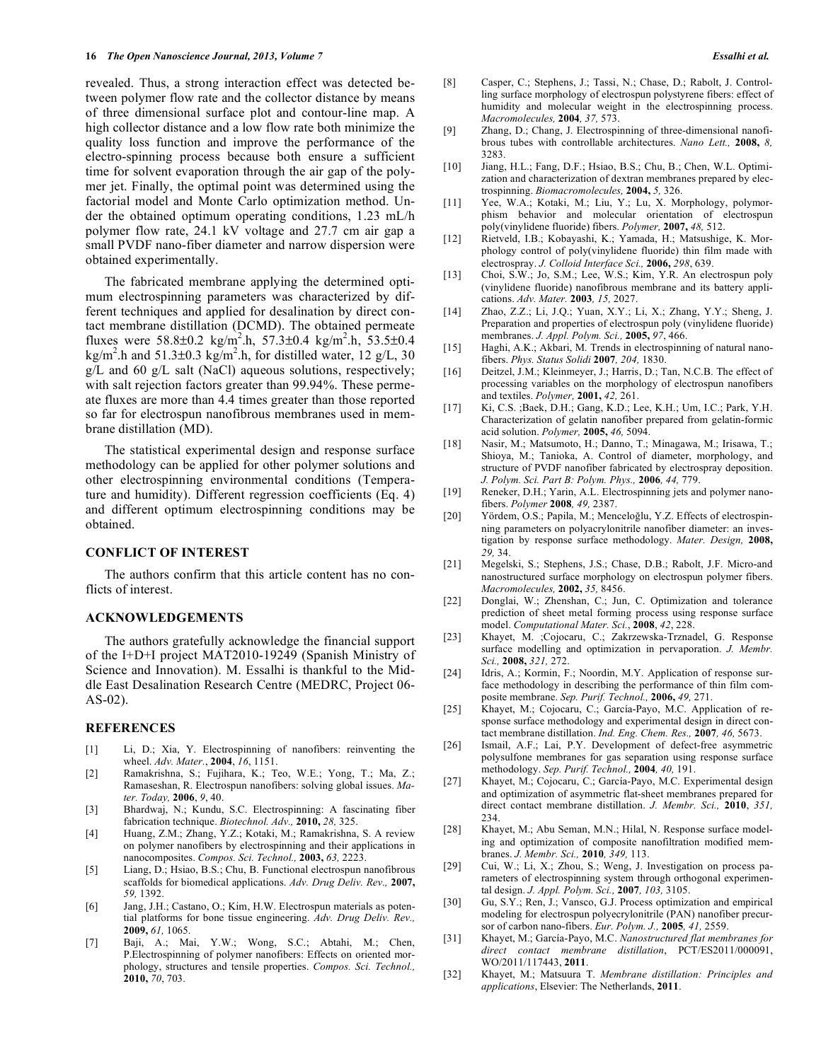revealed. Thus, a strong interaction effect was detected between polymer flow rate and the collector distance by means of three dimensional surface plot and contour-line map. A high collector distance and a low flow rate both minimize the quality loss function and improve the performance of the electro-spinning process because both ensure a sufficient time for solvent evaporation through the air gap of the polymer jet. Finally, the optimal point was determined using the factorial model and Monte Carlo optimization method. Under the obtained optimum operating conditions, 1.23 mL/h polymer flow rate, 24.1 kV voltage and 27.7 cm air gap a small PVDF nano-fiber diameter and narrow dispersion were obtained experimentally.

The fabricated membrane applying the determined optimum electrospinning parameters was characterized by different techniques and applied for desalination by direct contact membrane distillation (DCMD). The obtained permeate fluxes were 58.8±0.2 $kg/m^2.h$, 57.3±0.4 $kg/m^2.h$, 53.5±0.4 $kg/m^2.h$ and 51.3±0.3 $kg/m^2.h$, for distilled water, 12 g/L, 30 g/L and 60 g/L salt (NaCl) aqueous solutions, respectively; with salt rejection factors greater than 99.94%. These permeate fluxes are more than 4.4 times greater than those reported so far for electrospun nanofibrous membranes used in membrane distillation (MD).

The statistical experimental design and response surface methodology can be applied for other polymer solutions and other electrospinning environmental conditions (Temperature and humidity). Different regression coefficients (Eq. 4) and different optimum electrospinning conditions may be obtained.

## CONFLICT OF INTEREST

The authors confirm that this article content has no conflicts of interest.

## ACKNOWLEDGEMENTS

The authors gratefully acknowledge the financial support of the I+D+I project MAT2010-19249 (Spanish Ministry of Science and Innovation). M. Essalhi is thankful to the Middle East Desalination Research Centre (MEDRC, Project 06-AS-02).

## REFERENCES

[1] Li, D.; Xia, Y. Electrospinning of nanofibers: reinventing the wheel. *Adv. Mater.*, **2004**, *16*, 1151.

[2] Ramakrishna, S.; Fujihara, K.; Teo, W.E.; Yong, T.; Ma, Z.; Ramaseshan, R. Electrospun nanofibers: solving global issues. *Mater. Today,* **2006**, *9*, 40.

[3] Bhardwaj, N.; Kundu, S.C. Electrospinning: A fascinating fiber fabrication technique. *Biotechnol. Adv.,* **2010,** *28,* 325.

[4] Huang, Z.M.; Zhang, Y.Z.; Kotaki, M.; Ramakrishna, S. A review on polymer nanofibers by electrospinning and their applications in nanocomposites. *Compos. Sci. Technol.,* **2003,** *63,* 2223.

[5] Liang, D.; Hsiao, B.S.; Chu, B. Functional electrospun nanofibrous scaffolds for biomedical applications. *Adv. Drug Deliv. Rev.,* **2007,** *59,* 1392.

[6] Jang, J.H.; Castano, O.; Kim, H.W. Electrospun materials as potential platforms for bone tissue engineering. *Adv. Drug Deliv. Rev.,* **2009,** *61,* 1065.

[7] Baji, A.; Mai, Y.W.; Wong, S.C.; Abtahi, M.; Chen, P.Electrospinning of polymer nanofibers: Effects on oriented morphology, structures and tensile properties. *Compos. Sci. Technol.,* **2010,** *70*, 703.

[8] Casper, C.; Stephens, J.; Tassi, N.; Chase, D.; Rabolt, J. Controlling surface morphology of electrospun polystyrene fibers: effect of humidity and molecular weight in the electrospinning process. *Macromolecules,* **2004***, 37,* 573.

[9] Zhang, D.; Chang, J. Electrospinning of three-dimensional nanofibrous tubes with controllable architectures. *Nano Lett.,* **2008,** *8,* 3283.

[10] Jiang, H.L.; Fang, D.F.; Hsiao, B.S.; Chu, B.; Chen, W.L. Optimization and characterization of dextran membranes prepared by electrospinning. *Biomacromolecules,* **2004,** *5,* 326.

[11] Yee, W.A.; Kotaki, M.; Liu, Y.; Lu, X. Morphology, polymorphism behavior and molecular orientation of electrospun poly(vinylidene fluoride) fibers. *Polymer,* **2007,** *48,* 512.

[12] Rietveld, I.B.; Kobayashi, K.; Yamada, H.; Matsushige, K. Morphology control of poly(vinylidene fluoride) thin film made with electrospray. *J. Colloid Interface Sci.,* **2006,** *298*, 639.

[13] Choi, S.W.; Jo, S.M.; Lee, W.S.; Kim, Y.R. An electrospun poly (vinylidene fluoride) nanofibrous membrane and its battery applications. *Adv. Mater.* **2003***, 15,* 2027.

[14] Zhao, Z.Z.; Li, J.Q.; Yuan, X.Y.; Li, X.; Zhang, Y.Y.; Sheng, J. Preparation and properties of electrospun poly (vinylidene fluoride) membranes. *J. Appl. Polym. Sci.,* **2005,** *97*, 466.

[15] Haghi, A.K.; Akbari, M. Trends in electrospinning of natural nanofibers. *Phys. Status Solidi* **2007***, 204,* 1830.

[16] Deitzel, J.M.; Kleinmeyer, J.; Harris, D.; Tan, N.C.B. The effect of processing variables on the morphology of electrospun nanofibers and textiles. *Polymer,* **2001,** *42,* 261.

[17] Ki, C.S. ;Baek, D.H.; Gang, K.D.; Lee, K.H.; Um, I.C.; Park, Y.H. Characterization of gelatin nanofiber prepared from gelatin-formic acid solution. *Polymer,* **2005,** *46,* 5094.

[18] Nasir, M.; Matsumoto, H.; Danno, T.; Minagawa, M.; Irisawa, T.; Shioya, M.; Tanioka, A. Control of diameter, morphology, and structure of PVDF nanofiber fabricated by electrospray deposition. *J. Polym. Sci. Part B: Polym. Phys.,* **2006***, 44,* 779.

[19] Reneker, D.H.; Yarin, A.L. Electrospinning jets and polymer nanofibers. *Polymer* **2008***, 49,* 2387.

[20] Yördem, O.S.; Papila, M.; Menceloğlu, Y.Z. Effects of electrospinning parameters on polyacrylonitrile nanofiber diameter: an investigation by response surface methodology. *Mater. Design,* **2008,** *29,* 34.

[21] Megelski, S.; Stephens, J.S.; Chase, D.B.; Rabolt, J.F. Micro-and nanostructured surface morphology on electrospun polymer fibers. *Macromolecules,* **2002,** *35,* 8456.

[22] Donglai, W.; Zhenshan, C.; Jun, C. Optimization and tolerance prediction of sheet metal forming process using response surface model. *Computational Mater. Sci.*, **2008**, *42*, 228.

[23] Khayet, M. ;Cojocaru, C.; Zakrzewska-Trznadel, G. Response surface modelling and optimization in pervaporation. *J. Membr. Sci.,* **2008,** *321,* 272.

[24] Idris, A.; Kormin, F.; Noordin, M.Y. Application of response surface methodology in describing the performance of thin film composite membrane. *Sep. Purif. Technol.,* **2006,** *49,* 271.

[25] Khayet, M.; Cojocaru, C.; García-Payo, M.C. Application of response surface methodology and experimental design in direct contact membrane distillation. *Ind. Eng. Chem. Res.,* **2007***, 46,* 5673.

[26] Ismail, A.F.; Lai, P.Y. Development of defect-free asymmetric polysulfone membranes for gas separation using response surface methodology. *Sep. Purif. Technol.,* **2004***, 40,* 191.

[27] Khayet, M.; Cojocaru, C.; García-Payo, M.C. Experimental design and optimization of asymmetric flat-sheet membranes prepared for direct contact membrane distillation. *J. Membr. Sci.,* **2010**, *351,* 234.

[28] Khayet, M.; Abu Seman, M.N.; Hilal, N. Response surface modeling and optimization of composite nanofiltration modified membranes. *J. Membr. Sci.,* **2010***, 349,* 113.

[29] Cui, W.; Li, X.; Zhou, S.; Weng, J. Investigation on process parameters of electrospinning system through orthogonal experimental design. *J. Appl. Polym. Sci.,* **2007***, 103,* 3105.

[30] Gu, S.Y.; Ren, J.; Vansco, G.J. Process optimization and empirical modeling for electrospun polyecrylonitrile (PAN) nanofiber precursor of carbon nano-fibers. *Eur. Polym. J.,* **2005***, 41,* 2559.

[31] Khayet, M.; García-Payo, M.C. *Nanostructured flat membranes for direct contact membrane distillation*, PCT/ES2011/000091, WO/2011/117443, **2011**.

[32] Khayet, M.; Matsuura T. *Membrane distillation: Principles and applications*, Elsevier: The Netherlands, **2011**.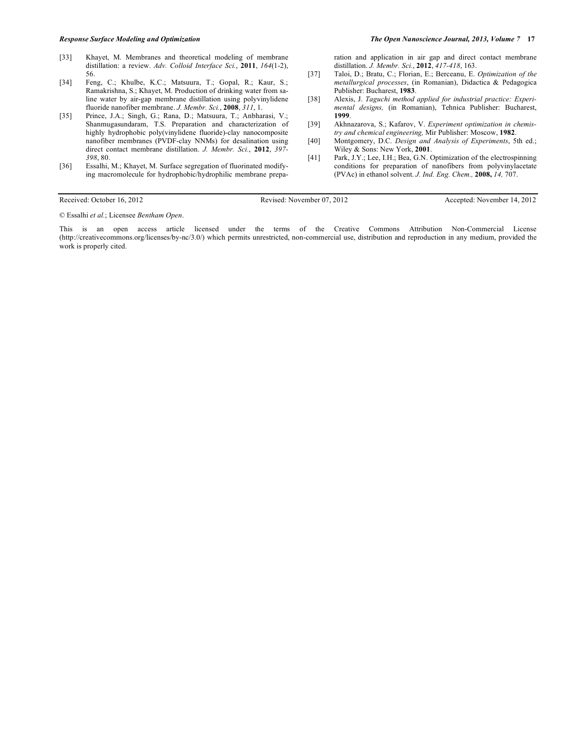[33] Khayet, M. Membranes and theoretical modeling of membrane distillation: a review. *Adv. Colloid Interface Sci.*, **2011**, *164*(1-2), 56.

[34] Feng, C.; Khulbe, K.C.; Matsuura, T.; Gopal, R.; Kaur, S.; Ramakrishna, S.; Khayet, M. Production of drinking water from saline water by air-gap membrane distillation using polyvinylidene fluoride nanofiber membrane. *J. Membr. Sci.*, **2008**, *311*, 1.

[35] Prince, J.A.; Singh, G.; Rana, D.; Matsuura, T.; Anbharasi, V.; Shanmugasundaram, T.S. Preparation and characterization of highly hydrophobic poly(vinylidene fluoride)-clay nanocomposite nanofiber membranes (PVDF-clay NNMs) for desalination using direct contact membrane distillation. *J. Membr. Sci.*, **2012**, *397-398*, 80.

[36] Essalhi, M.; Khayet, M. Surface segregation of fluorinated modifying macromolecule for hydrophobic/hydrophilic membrane preparation and application in air gap and direct contact membrane distillation. *J. Membr. Sci.*, **2012**, *417-418*, 163.

[37] Taloi, D.; Bratu, C.; Florian, E.; Berceanu, E. *Optimization of the metallurgical processes*, (in Romanian), Didactica & Pedagogica Publisher: Bucharest, **1983**.

[38] Alexis, J. *Taguchi method applied for industrial practice: Experimental designs,* (in Romanian), Tehnica Publisher: Bucharest, **1999**.

[39] Akhnazarova, S.; Kafarov, V. *Experiment optimization in chemistry and chemical engineering,* Mir Publisher: Moscow, **1982**.

[40] Montgomery, D.C. *Design and Analysis of Experiments*, 5th ed.; Wiley & Sons: New York, **2001**.

[41] Park, J.Y.; Lee, I.H.; Bea, G.N. Optimization of the electrospinning conditions for preparation of nanofibers from polyvinylacetate (PVAc) in ethanol solvent. *J. Ind. Eng. Chem.,* **2008,** *14,* 707.

Received: October 16, 2012 Revised: November 07, 2012 Accepted: November 14, 2012

© Essalhi *et al.*; Licensee *Bentham Open*.

This is an open access article licensed under the terms of the Creative Commons Attribution Non-Commercial License (http://creativecommons.org/licenses/by-nc/3.0/) which permits unrestricted, non-commercial use, distribution and reproduction in any medium, provided the work is properly cited.